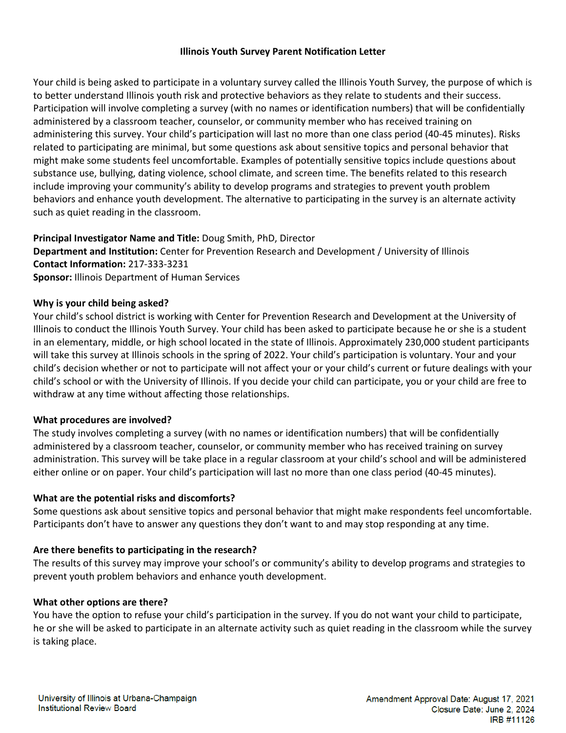# Illinois Youth Survey Parent Notification Letter

Your child is being asked to participate in a voluntary survey called the Illinois Youth Survey, the purpose of which is to better understand Illinois youth risk and protective behaviors as they relate to students and their success. Participation will involve completing a survey (with no names or identification numbers) that will be confidentially administered by a classroom teacher, counselor, or community member who has received training on administering this survey. Your child's participation will last no more than one class period (40-45 minutes). Risks related to participating are minimal, but some questions ask about sensitive topics and personal behavior that might make some students feel uncomfortable. Examples of potentially sensitive topics include questions about substance use, bullying, dating violence, school climate, and screen time. The benefits related to this research include improving your community's ability to develop programs and strategies to prevent youth problem behaviors and enhance youth development. The alternative to participating in the survey is an alternate activity such as quiet reading in the classroom.

**Principal Investigator Name and Title:** Doug Smith, PhD, Director
**Department and Institution:** Center for Prevention Research and Development / University of Illinois
**Contact Information:** 217-333-3231
**Sponsor:** Illinois Department of Human Services

## Why is your child being asked?

Your child's school district is working with Center for Prevention Research and Development at the University of Illinois to conduct the Illinois Youth Survey. Your child has been asked to participate because he or she is a student in an elementary, middle, or high school located in the state of Illinois. Approximately 230,000 student participants will take this survey at Illinois schools in the spring of 2022. Your child's participation is voluntary. Your and your child's decision whether or not to participate will not affect your or your child's current or future dealings with your child's school or with the University of Illinois. If you decide your child can participate, you or your child are free to withdraw at any time without affecting those relationships.

## What procedures are involved?

The study involves completing a survey (with no names or identification numbers) that will be confidentially administered by a classroom teacher, counselor, or community member who has received training on survey administration. This survey will be take place in a regular classroom at your child's school and will be administered either online or on paper. Your child's participation will last no more than one class period (40-45 minutes).

## What are the potential risks and discomforts?

Some questions ask about sensitive topics and personal behavior that might make respondents feel uncomfortable. Participants don't have to answer any questions they don't want to and may stop responding at any time.

## Are there benefits to participating in the research?

The results of this survey may improve your school's or community's ability to develop programs and strategies to prevent youth problem behaviors and enhance youth development.

## What other options are there?

You have the option to refuse your child's participation in the survey. If you do not want your child to participate, he or she will be asked to participate in an alternate activity such as quiet reading in the classroom while the survey is taking place.

University of Illinois at Urbana-Champaign
Institutional Review Board

Amendment Approval Date: August 17, 2021
Closure Date: June 2, 2024
IRB #11126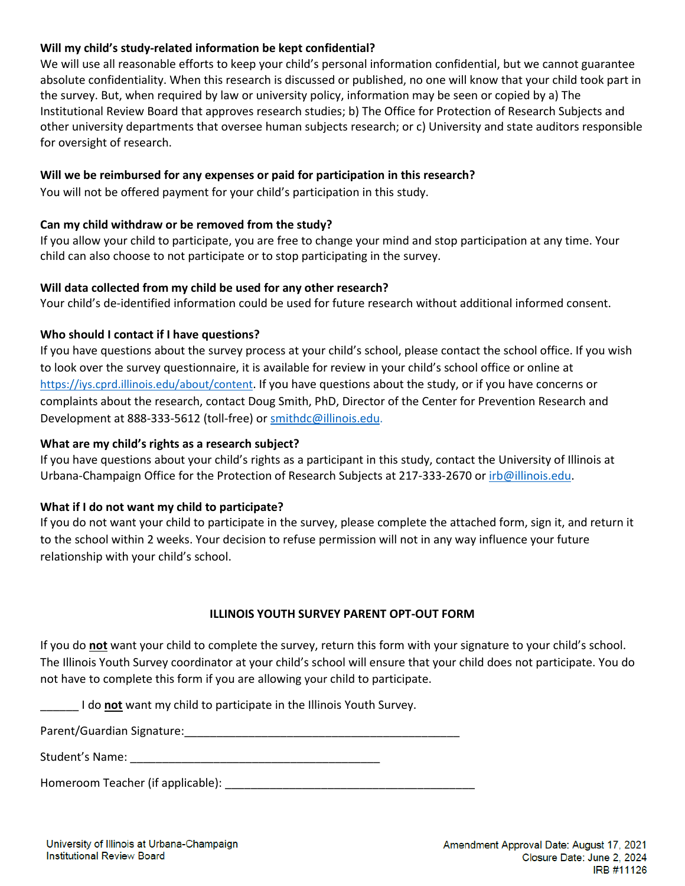**Will my child's study-related information be kept confidential?**
We will use all reasonable efforts to keep your child's personal information confidential, but we cannot guarantee absolute confidentiality. When this research is discussed or published, no one will know that your child took part in the survey. But, when required by law or university policy, information may be seen or copied by a) The Institutional Review Board that approves research studies; b) The Office for Protection of Research Subjects and other university departments that oversee human subjects research; or c) University and state auditors responsible for oversight of research.

**Will we be reimbursed for any expenses or paid for participation in this research?**
You will not be offered payment for your child's participation in this study.

**Can my child withdraw or be removed from the study?**
If you allow your child to participate, you are free to change your mind and stop participation at any time. Your child can also choose to not participate or to stop participating in the survey.

**Will data collected from my child be used for any other research?**
Your child's de-identified information could be used for future research without additional informed consent.

**Who should I contact if I have questions?**
If you have questions about the survey process at your child's school, please contact the school office. If you wish to look over the survey questionnaire, it is available for review in your child's school office or online at https://iys.cprd.illinois.edu/about/content. If you have questions about the study, or if you have concerns or complaints about the research, contact Doug Smith, PhD, Director of the Center for Prevention Research and Development at 888-333-5612 (toll-free) or smithdc@illinois.edu.

**What are my child's rights as a research subject?**
If you have questions about your child's rights as a participant in this study, contact the University of Illinois at Urbana-Champaign Office for the Protection of Research Subjects at 217-333-2670 or irb@illinois.edu.

**What if I do not want my child to participate?**
If you do not want your child to participate in the survey, please complete the attached form, sign it, and return it to the school within 2 weeks. Your decision to refuse permission will not in any way influence your future relationship with your child's school.

## ILLINOIS YOUTH SURVEY PARENT OPT-OUT FORM

If you do **not** want your child to complete the survey, return this form with your signature to your child's school. The Illinois Youth Survey coordinator at your child's school will ensure that your child does not participate. You do not have to complete this form if you are allowing your child to participate.

______ I do **not** want my child to participate in the Illinois Youth Survey.

Parent/Guardian Signature:____________________________________________

Student's Name: ________________________________________

Homeroom Teacher (if applicable): ________________________________________

University of Illinois at Urbana-Champaign
Institutional Review Board

Amendment Approval Date: August 17, 2021
Closure Date: June 2, 2024
IRB #11126